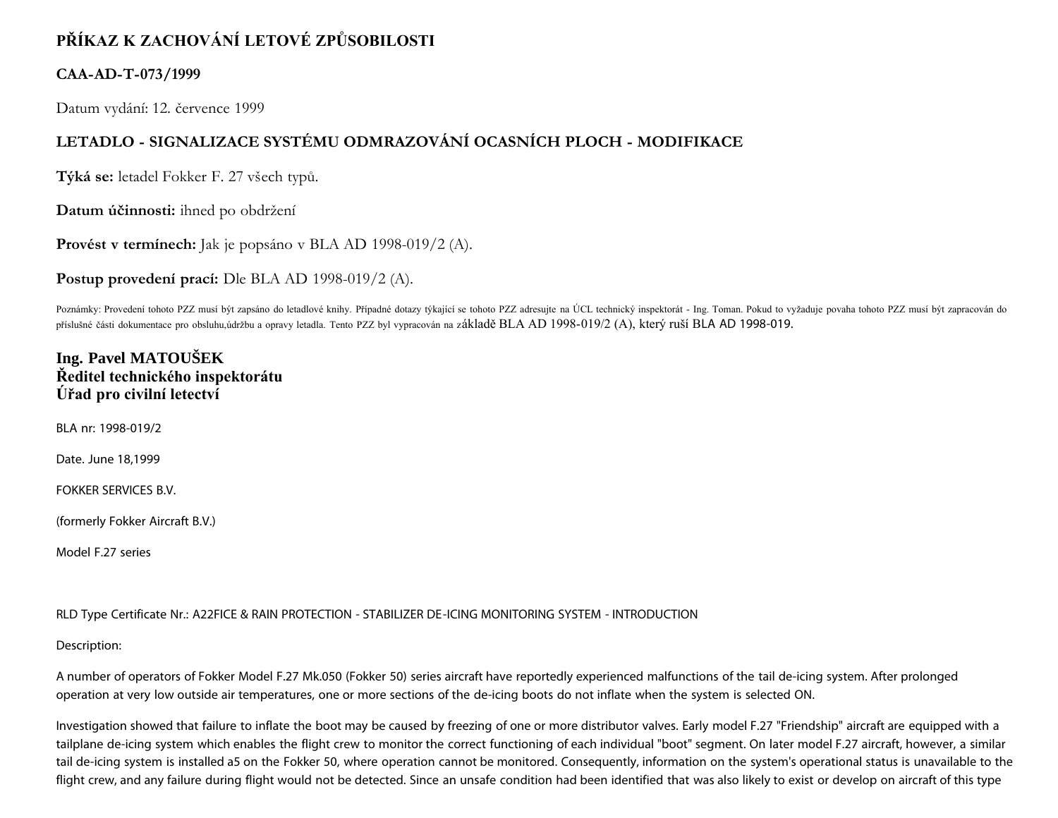# PŘÍKAZ K ZACHOVÁNÍ LETOVÉ ZPŮSOBILOSTI

## CAA-AD-T-073/1999

Datum vydání: 12. července 1999

## LETADLO - SIGNALIZACE SYSTÉMU ODMRAZOVÁNÍ OCASNÍCH PLOCH - MODIFIKACE

**Týká se:** letadel Fokker F. 27 všech typů.

**Datum účinnosti:** ihned po obdržení

**Provést v termínech:** Jak je popsáno v BLA AD 1998-019/2 (A).

**Postup provedení prací:** Dle BLA AD 1998-019/2 (A).

Poznámky: Provedení tohoto PZZ musí být zapsáno do letadlové knihy. Případné dotazy týkající se tohoto PZZ adresujte na ÚCL technický inspektorát - Ing. Toman. Pokud to vyžaduje povaha tohoto PZZ musí být zapracován do příslušné části dokumentace pro obsluhu,údržbu a opravy letadla. Tento PZZ byl vypracován na základě BLA AD 1998-019/2 (A), který ruší BLA AD 1998-019.

**Ing. Pavel MATOUŠEK**
**Ředitel technického inspektorátu**
**Úřad pro civilní letectví**

BLA nr: 1998-019/2

Date. June 18,1999

FOKKER SERVICES B.V.

(formerly Fokker Aircraft B.V.)

Model F.27 series

RLD Type Certificate Nr.: A22FICE & RAIN PROTECTION - STABILIZER DE-ICING MONITORING SYSTEM - INTRODUCTION

Description:

A number of operators of Fokker Model F.27 Mk.050 (Fokker 50) series aircraft have reportedly experienced malfunctions of the tail de-icing system. After prolonged operation at very low outside air temperatures, one or more sections of the de-icing boots do not inflate when the system is selected ON.

Investigation showed that failure to inflate the boot may be caused by freezing of one or more distributor valves. Early model F.27 "Friendship" aircraft are equipped with a tailplane de-icing system which enables the flight crew to monitor the correct functioning of each individual "boot" segment. On later model F.27 aircraft, however, a similar tail de-icing system is installed a5 on the Fokker 50, where operation cannot be monitored. Consequently, information on the system's operational status is unavailable to the flight crew, and any failure during flight would not be detected. Since an unsafe condition had been identified that was also likely to exist or develop on aircraft of this type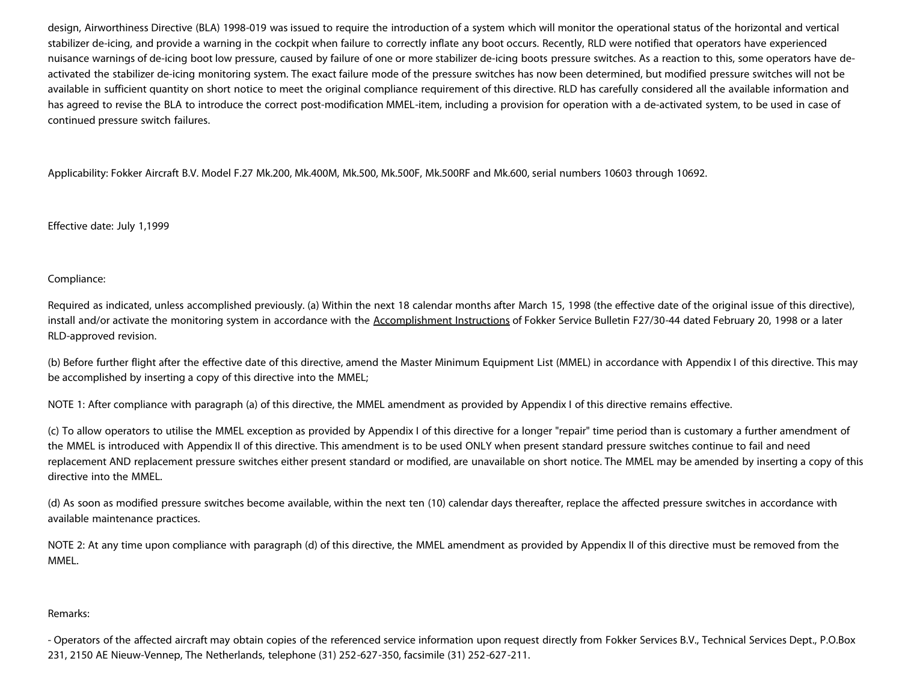design, Airworthiness Directive (BLA) 1998-019 was issued to require the introduction of a system which will monitor the operational status of the horizontal and vertical stabilizer de-icing, and provide a warning in the cockpit when failure to correctly inflate any boot occurs. Recently, RLD were notified that operators have experienced nuisance warnings of de-icing boot low pressure, caused by failure of one or more stabilizer de-icing boots pressure switches. As a reaction to this, some operators have de-activated the stabilizer de-icing monitoring system. The exact failure mode of the pressure switches has now been determined, but modified pressure switches will not be available in sufficient quantity on short notice to meet the original compliance requirement of this directive. RLD has carefully considered all the available information and has agreed to revise the BLA to introduce the correct post-modification MMEL-item, including a provision for operation with a de-activated system, to be used in case of continued pressure switch failures.

Applicability: Fokker Aircraft B.V. Model F.27 Mk.200, Mk.400M, Mk.500, Mk.500F, Mk.500RF and Mk.600, serial numbers 10603 through 10692.

Effective date: July 1,1999

Compliance:

Required as indicated, unless accomplished previously. (a) Within the next 18 calendar months after March 15, 1998 (the effective date of the original issue of this directive), install and/or activate the monitoring system in accordance with the Accomplishment Instructions of Fokker Service Bulletin F27/30-44 dated February 20, 1998 or a later RLD-approved revision.

(b) Before further flight after the effective date of this directive, amend the Master Minimum Equipment List (MMEL) in accordance with Appendix I of this directive. This may be accomplished by inserting a copy of this directive into the MMEL;

NOTE 1: After compliance with paragraph (a) of this directive, the MMEL amendment as provided by Appendix I of this directive remains effective.

(c) To allow operators to utilise the MMEL exception as provided by Appendix I of this directive for a longer "repair" time period than is customary a further amendment of the MMEL is introduced with Appendix II of this directive. This amendment is to be used ONLY when present standard pressure switches continue to fail and need replacement AND replacement pressure switches either present standard or modified, are unavailable on short notice. The MMEL may be amended by inserting a copy of this directive into the MMEL.

(d) As soon as modified pressure switches become available, within the next ten (10) calendar days thereafter, replace the affected pressure switches in accordance with available maintenance practices.

NOTE 2: At any time upon compliance with paragraph (d) of this directive, the MMEL amendment as provided by Appendix II of this directive must be removed from the MMEL.

Remarks:

- Operators of the affected aircraft may obtain copies of the referenced service information upon request directly from Fokker Services B.V., Technical Services Dept., P.O.Box 231, 2150 AE Nieuw-Vennep, The Netherlands, telephone (31) 252-627-350, facsimile (31) 252-627-211.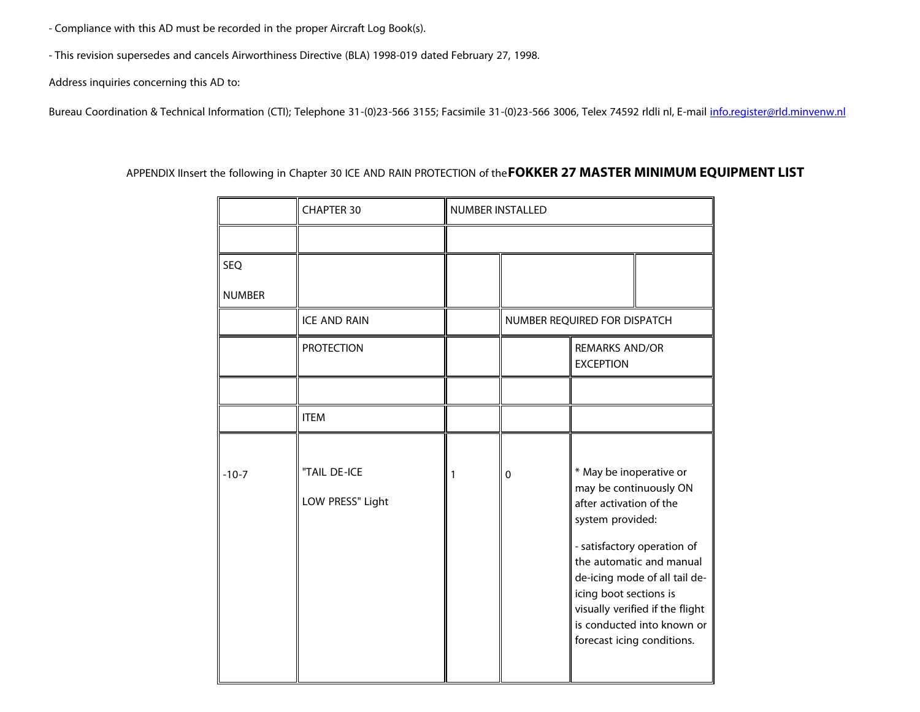- Compliance with this AD must be recorded in the proper Aircraft Log Book(s).

- This revision supersedes and cancels Airworthiness Directive (BLA) 1998-019 dated February 27, 1998.

Address inquiries concerning this AD to:

Bureau Coordination & Technical Information (CTI); Telephone 31-(0)23-566 3155; Facsimile 31-(0)23-566 3006, Telex 74592 rldli nl, E-mail info.register@rld.minvenw.nl

APPENDIX IInsert the following in Chapter 30 ICE AND RAIN PROTECTION of the **FOKKER 27 MASTER MINIMUM EQUIPMENT LIST**

| | CHAPTER 30 | NUMBER INSTALLED | | |
|---|---|---|---|---|
| | | | | |
| SEQ NUMBER | | | | |
| | ICE AND RAIN | | NUMBER REQUIRED FOR DISPATCH | |
| | PROTECTION | | | REMARKS AND/OR EXCEPTION |
| | | | | |
| | ITEM | | | |
| -10-7 | "TAIL DE-ICE LOW PRESS" Light | 1 | 0 | * May be inoperative or may be continuously ON after activation of the system provided:<br><br>- satisfactory operation of the automatic and manual de-icing mode of all tail de-icing boot sections is visually verified if the flight is conducted into known or forecast icing conditions. |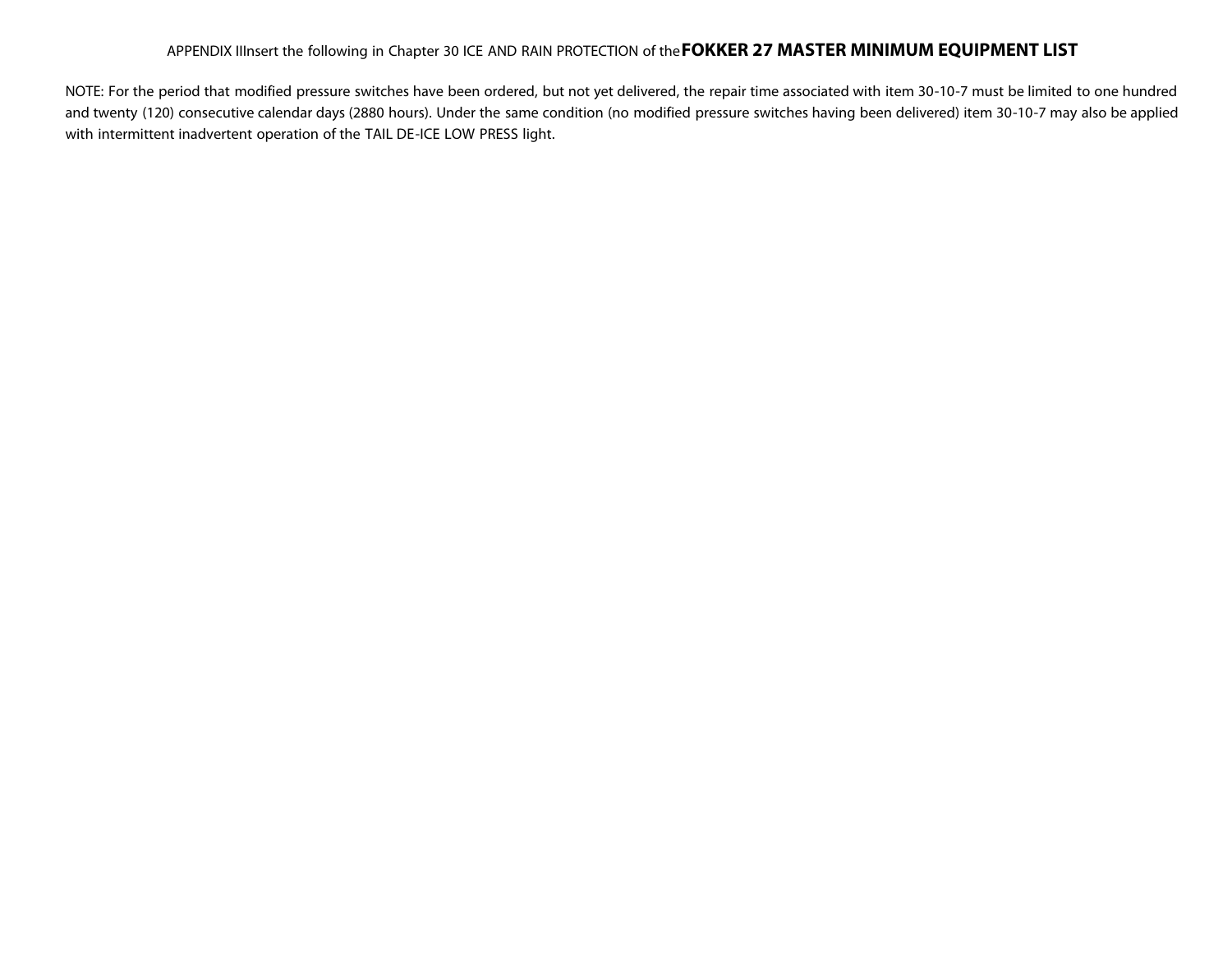APPENDIX IIInsert the following in Chapter 30 ICE AND RAIN PROTECTION of the **FOKKER 27 MASTER MINIMUM EQUIPMENT LIST**

NOTE: For the period that modified pressure switches have been ordered, but not yet delivered, the repair time associated with item 30-10-7 must be limited to one hundred and twenty (120) consecutive calendar days (2880 hours). Under the same condition (no modified pressure switches having been delivered) item 30-10-7 may also be applied with intermittent inadvertent operation of the TAIL DE-ICE LOW PRESS light.